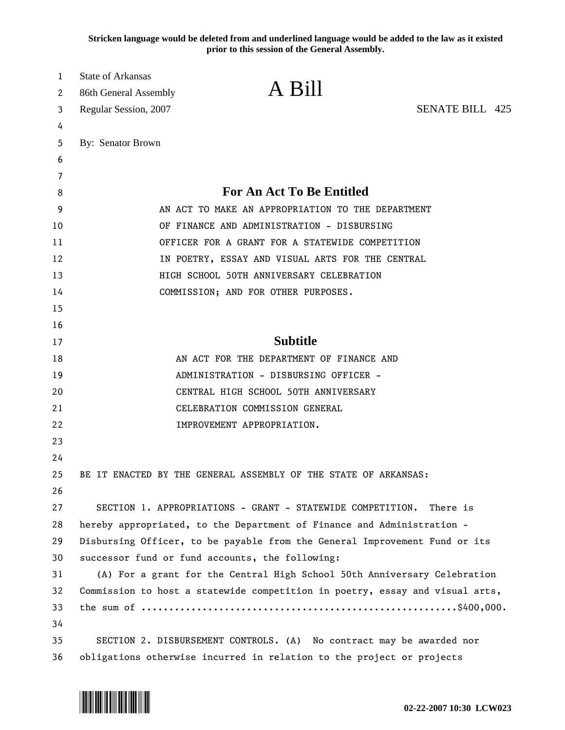**Stricken language would be deleted from and underlined language would be added to the law as it existed prior to this session of the General Assembly.**

State of Arkansas
86th General Assembly
Regular Session, 2007

# A Bill

SENATE BILL 425

By: Senator Brown

## For An Act To Be Entitled

AN ACT TO MAKE AN APPROPRIATION TO THE DEPARTMENT OF FINANCE AND ADMINISTRATION - DISBURSING OFFICER FOR A GRANT FOR A STATEWIDE COMPETITION IN POETRY, ESSAY AND VISUAL ARTS FOR THE CENTRAL HIGH SCHOOL 50TH ANNIVERSARY CELEBRATION COMMISSION; AND FOR OTHER PURPOSES.

## Subtitle

AN ACT FOR THE DEPARTMENT OF FINANCE AND ADMINISTRATION - DISBURSING OFFICER - CENTRAL HIGH SCHOOL 50TH ANNIVERSARY CELEBRATION COMMISSION GENERAL IMPROVEMENT APPROPRIATION.

BE IT ENACTED BY THE GENERAL ASSEMBLY OF THE STATE OF ARKANSAS:

SECTION 1. APPROPRIATIONS - GRANT - STATEWIDE COMPETITION. There is hereby appropriated, to the Department of Finance and Administration - Disbursing Officer, to be payable from the General Improvement Fund or its successor fund or fund accounts, the following:

(A) For a grant for the Central High School 50th Anniversary Celebration Commission to host a statewide competition in poetry, essay and visual arts, the sum of .......................................................$400,000.

SECTION 2. DISBURSEMENT CONTROLS. (A) No contract may be awarded nor obligations otherwise incurred in relation to the project or projects

02-22-2007 10:30 LCW023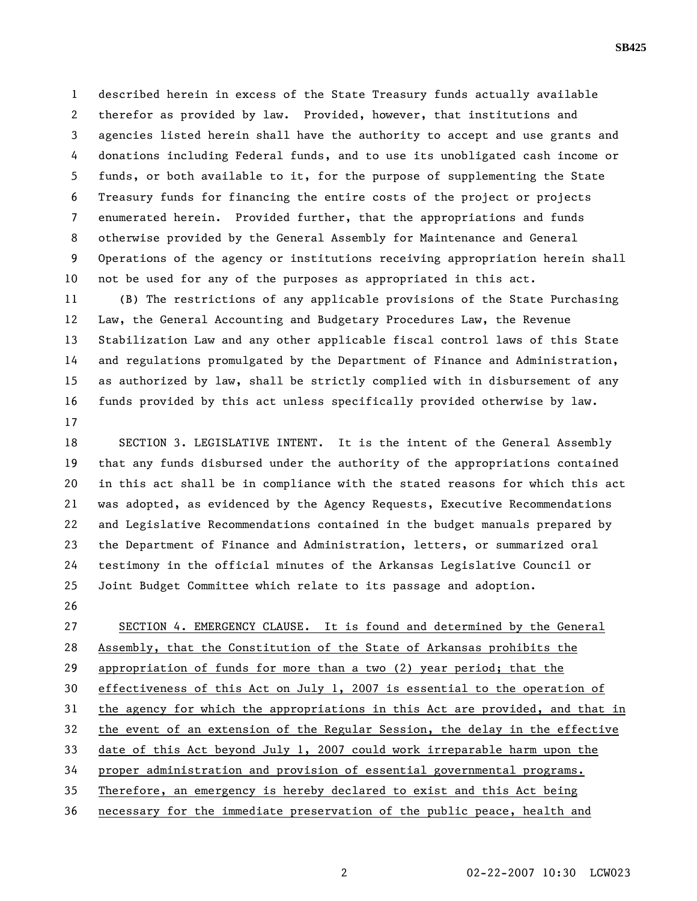described herein in excess of the State Treasury funds actually available therefor as provided by law. Provided, however, that institutions and agencies listed herein shall have the authority to accept and use grants and donations including Federal funds, and to use its unobligated cash income or funds, or both available to it, for the purpose of supplementing the State Treasury funds for financing the entire costs of the project or projects enumerated herein. Provided further, that the appropriations and funds otherwise provided by the General Assembly for Maintenance and General Operations of the agency or institutions receiving appropriation herein shall not be used for any of the purposes as appropriated in this act.

(B) The restrictions of any applicable provisions of the State Purchasing Law, the General Accounting and Budgetary Procedures Law, the Revenue Stabilization Law and any other applicable fiscal control laws of this State and regulations promulgated by the Department of Finance and Administration, as authorized by law, shall be strictly complied with in disbursement of any funds provided by this act unless specifically provided otherwise by law.

SECTION 3. LEGISLATIVE INTENT. It is the intent of the General Assembly that any funds disbursed under the authority of the appropriations contained in this act shall be in compliance with the stated reasons for which this act was adopted, as evidenced by the Agency Requests, Executive Recommendations and Legislative Recommendations contained in the budget manuals prepared by the Department of Finance and Administration, letters, or summarized oral testimony in the official minutes of the Arkansas Legislative Council or Joint Budget Committee which relate to its passage and adoption.

SECTION 4. EMERGENCY CLAUSE. It is found and determined by the General Assembly, that the Constitution of the State of Arkansas prohibits the appropriation of funds for more than a two (2) year period; that the effectiveness of this Act on July 1, 2007 is essential to the operation of the agency for which the appropriations in this Act are provided, and that in the event of an extension of the Regular Session, the delay in the effective date of this Act beyond July 1, 2007 could work irreparable harm upon the proper administration and provision of essential governmental programs. Therefore, an emergency is hereby declared to exist and this Act being necessary for the immediate preservation of the public peace, health and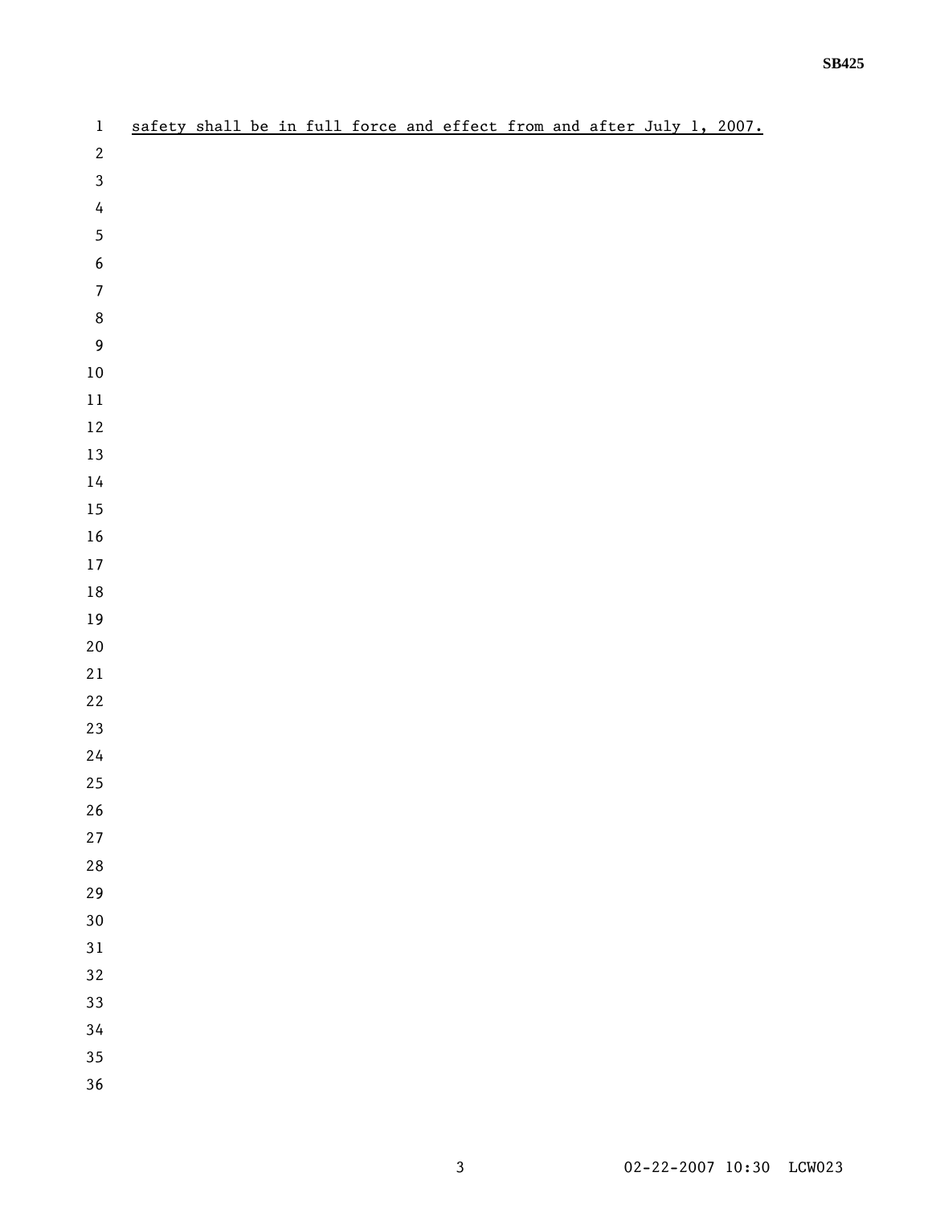<u>safety shall be in full force and effect from and after July 1, 2007.</u>